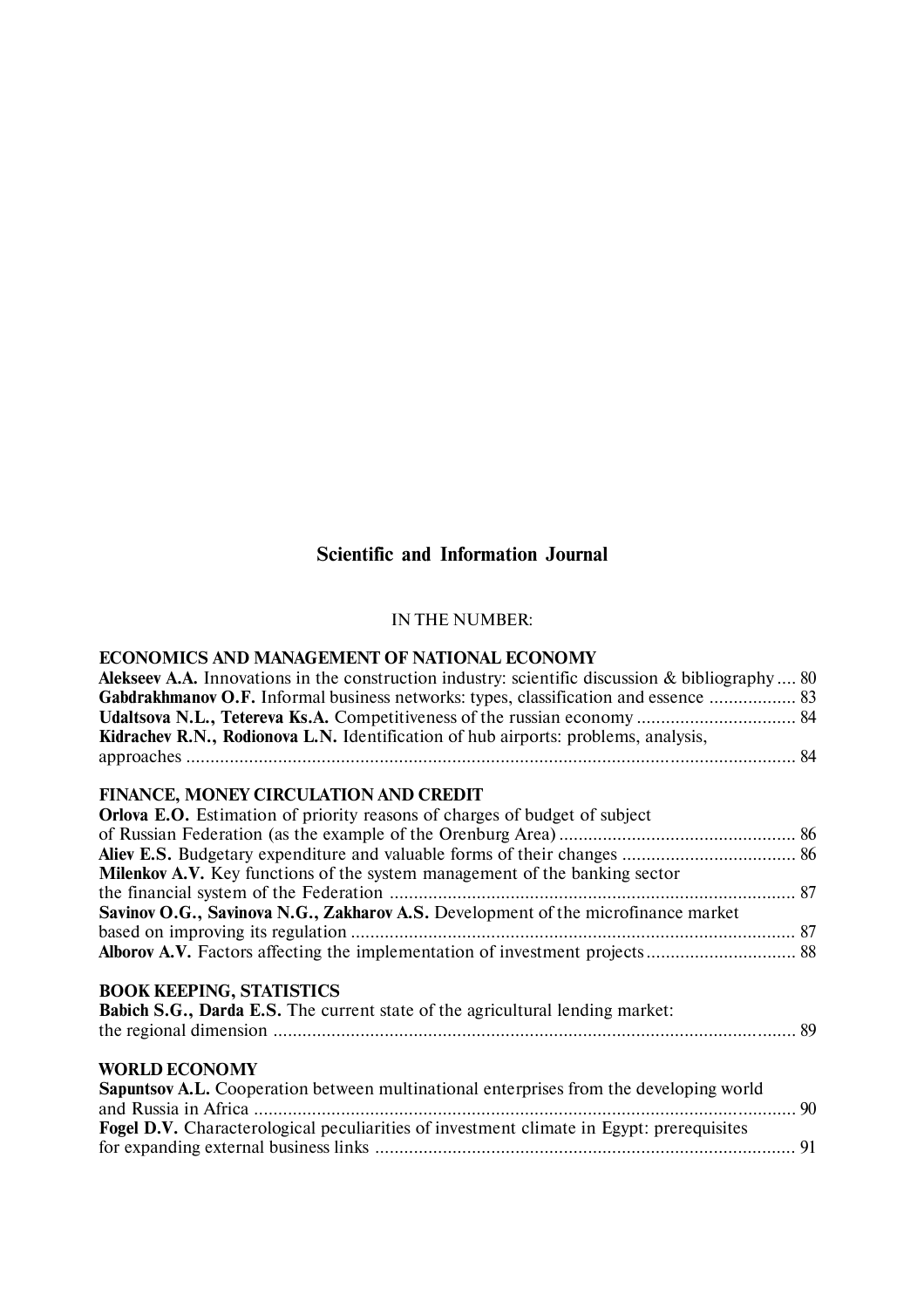## Scientific and Information Journal

IN THE NUMBER:

**ECONOMICS AND MANAGEMENT OF NATIONAL ECONOMY**

**Alekseev A.A.** Innovations in the construction industry: scientific discussion & bibliography .... 80
**Gabdrakhmanov O.F.** Informal business networks: types, classification and essence .................. 83
**Udaltsova N.L., Tetereva Ks.A.** Competitiveness of the russian economy ................................. 84
**Kidrachev R.N., Rodionova L.N.** Identification of hub airports: problems, analysis, approaches ................................................................................................................ 84

**FINANCE, MONEY CIRCULATION AND CREDIT**

**Orlova E.O.** Estimation of priority reasons of charges of budget of subject of Russian Federation (as the example of the Orenburg Area) ................................................. 86
**Aliev E.S.** Budgetary expenditure and valuable forms of their changes .................................... 86
**Milenkov A.V.** Key functions of the system management of the banking sector the financial system of the Federation .................................................................................... 87
**Savinov O.G., Savinova N.G., Zakharov A.S.** Development of the microfinance market based on improving its regulation ............................................................................................ 87
**Alborov A.V.** Factors affecting the implementation of investment projects ............................... 88

**BOOK KEEPING, STATISTICS**

**Babich S.G., Darda E.S.** The current state of the agricultural lending market: the regional dimension ............................................................................................................ 89

**WORLD ECONOMY**

**Sapuntsov A.L.** Cooperation between multinational enterprises from the developing world and Russia in Africa ................................................................................................................ 90
**Fogel D.V.** Characterological peculiarities of investment climate in Egypt: prerequisites for expanding external business links ....................................................................................... 91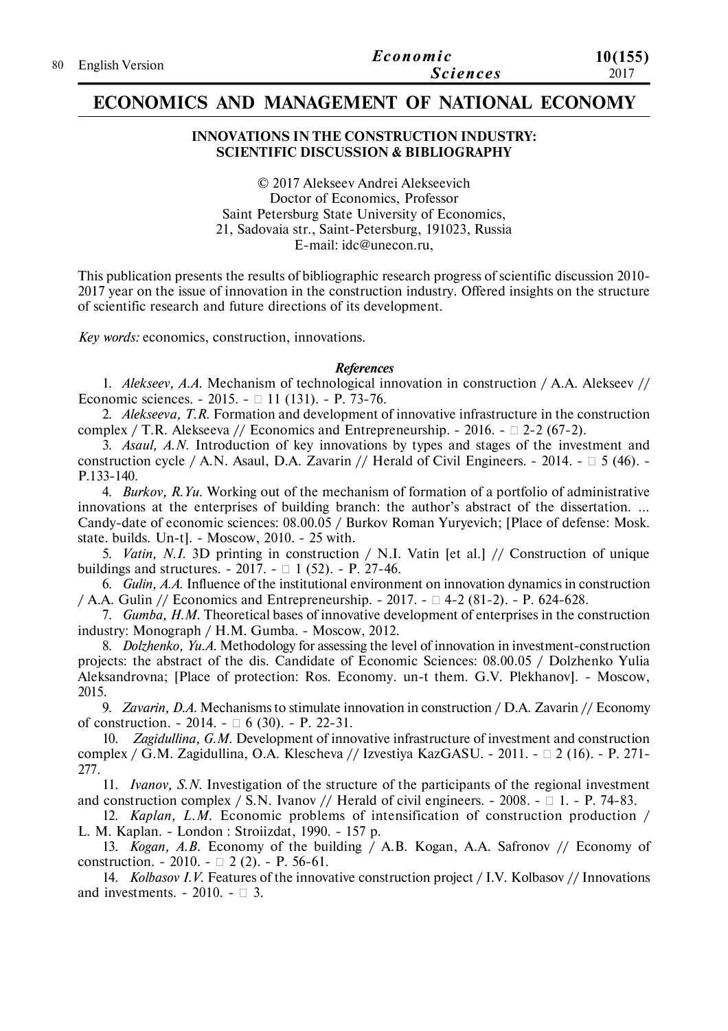# ECONOMICS AND MANAGEMENT OF NATIONAL ECONOMY

## INNOVATIONS IN THE CONSTRUCTION INDUSTRY: SCIENTIFIC DISCUSSION & BIBLIOGRAPHY

© 2017 Alekseev Andrei Alekseevich
Doctor of Economics, Professor
Saint Petersburg State University of Economics,
21, Sadovaia str., Saint-Petersburg, 191023, Russia
E-mail: idc@unecon.ru,

This publication presents the results of bibliographic research progress of scientific discussion 2010-2017 year on the issue of innovation in the construction industry. Offered insights on the structure of scientific research and future directions of its development.

*Key words:* economics, construction, innovations.

***References***

1. *Alekseev, A.A.* Mechanism of technological innovation in construction / A.A. Alekseev // Economic sciences. - 2015. - □ 11 (131). - P. 73-76.
2. *Alekseeva, T.R.* Formation and development of innovative infrastructure in the construction complex / T.R. Alekseeva // Economics and Entrepreneurship. - 2016. - □ 2-2 (67-2).
3. *Asaul, A.N.* Introduction of key innovations by types and stages of the investment and construction cycle / A.N. Asaul, D.A. Zavarin // Herald of Civil Engineers. - 2014. - □ 5 (46). - P.133-140.
4. *Burkov, R.Yu.* Working out of the mechanism of formation of a portfolio of administrative innovations at the enterprises of building branch: the author's abstract of the dissertation. ... Candy-date of economic sciences: 08.00.05 / Burkov Roman Yuryevich; [Place of defense: Mosk. state. builds. Un-t]. - Moscow, 2010. - 25 with.
5. *Vatin, N.I.* 3D printing in construction / N.I. Vatin [et al.] // Construction of unique buildings and structures. - 2017. - □ 1 (52). - P. 27-46.
6. *Gulin, A.A.* Influence of the institutional environment on innovation dynamics in construction / A.A. Gulin // Economics and Entrepreneurship. - 2017. - □ 4-2 (81-2). - P. 624-628.
7. *Gumba, H.M.* Theoretical bases of innovative development of enterprises in the construction industry: Monograph / H.M. Gumba. - Moscow, 2012.
8. *Dolzhenko, Yu.A.* Methodology for assessing the level of innovation in investment-construction projects: the abstract of the dis. Candidate of Economic Sciences: 08.00.05 / Dolzhenko Yulia Aleksandrovna; [Place of protection: Ros. Economy. un-t them. G.V. Plekhanov]. - Moscow, 2015.
9. *Zavarin, D.A.* Mechanisms to stimulate innovation in construction / D.A. Zavarin // Economy of construction. - 2014. - □ 6 (30). - P. 22-31.
10. *Zagidullina, G.M.* Development of innovative infrastructure of investment and construction complex / G.M. Zagidullina, O.A. Klescheva // Izvestiya KazGASU. - 2011. - □ 2 (16). - P. 271-277.
11. *Ivanov, S.N.* Investigation of the structure of the participants of the regional investment and construction complex / S.N. Ivanov // Herald of civil engineers. - 2008. - □ 1. - P. 74-83.
12. *Kaplan, L.M.* Economic problems of intensification of construction production / L. M. Kaplan. - London : Stroiizdat, 1990. - 157 p.
13. *Kogan, A.B.* Economy of the building / A.B. Kogan, A.A. Safronov // Economy of construction. - 2010. - □ 2 (2). - P. 56-61.
14. *Kolbasov I.V.* Features of the innovative construction project / I.V. Kolbasov // Innovations and investments. - 2010. - □ 3.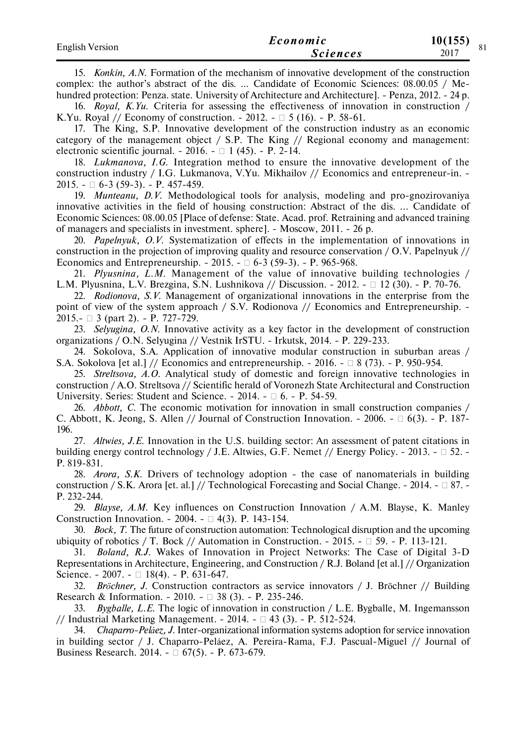15. *Konkin, A.N.* Formation of the mechanism of innovative development of the construction complex: the author's abstract of the dis. ... Candidate of Economic Sciences: 08.00.05 / Me-hundred protection: Penza. state. University of Architecture and Architecture]. - Penza, 2012. - 24 p.

16. *Royal, K.Yu.* Criteria for assessing the effectiveness of innovation in construction / K.Yu. Royal // Economy of construction. - 2012. - □ 5 (16). - P. 58-61.

17. The King, S.P. Innovative development of the construction industry as an economic category of the management object / S.P. The King // Regional economy and management: electronic scientific journal. - 2016. - □ 1 (45). - P. 2-14.

18. *Lukmanova, I.G.* Integration method to ensure the innovative development of the construction industry / I.G. Lukmanova, V.Yu. Mikhailov // Economics and entrepreneur-in. - 2015. - □ 6-3 (59-3). - P. 457-459.

19. *Munteanu, D.V.* Methodological tools for analysis, modeling and pro-gnozirovaniya innovative activities in the field of housing construction: Abstract of the dis. ... Candidate of Economic Sciences: 08.00.05 [Place of defense: State. Acad. prof. Retraining and advanced training of managers and specialists in investment. sphere]. - Moscow, 2011. - 26 p.

20. *Papelnyuk, O.V.* Systematization of effects in the implementation of innovations in construction in the projection of improving quality and resource conservation / O.V. Papelnyuk // Economics and Entrepreneurship. - 2015. - □ 6-3 (59-3). - P. 965-968.

21. *Plyusnina, L.M.* Management of the value of innovative building technologies / L.M. Plyusnina, L.V. Brezgina, S.N. Lushnikova // Discussion. - 2012. - □ 12 (30). - P. 70-76.

22. *Rodionova, S.V.* Management of organizational innovations in the enterprise from the point of view of the system approach / S.V. Rodionova // Economics and Entrepreneurship. - 2015.- □ 3 (part 2). - P. 727-729.

23. *Selyugina, O.N.* Innovative activity as a key factor in the development of construction organizations / O.N. Selyugina // Vestnik IrSTU. - Irkutsk, 2014. - P. 229-233.

24. Sokolova, S.A. Application of innovative modular construction in suburban areas / S.A. Sokolova [et al.] // Economics and entrepreneurship. - 2016. - □ 8 (73). - P. 950-954.

25. *Streltsova, A.O.* Analytical study of domestic and foreign innovative technologies in construction / A.O. Streltsova // Scientific herald of Voronezh State Architectural and Construction University. Series: Student and Science. - 2014. - □ 6. - P. 54-59.

26. *Abbott, C.* The economic motivation for innovation in small construction companies / C. Abbott, K. Jeong, S. Allen // Journal of Construction Innovation. - 2006. - □ 6(3). - P. 187-196.

27. *Altwies, J.E.* Innovation in the U.S. building sector: An assessment of patent citations in building energy control technology / J.E. Altwies, G.F. Nemet // Energy Policy. - 2013. - □ 52. - P. 819-831.

28. *Arora, S.K.* Drivers of technology adoption - the case of nanomaterials in building construction / S.K. Arora [et. al.] // Technological Forecasting and Social Change. - 2014. - □ 87. - P. 232-244.

29. *Blayse, A.M.* Key influences on Construction Innovation / A.M. Blayse, K. Manley Construction Innovation. - 2004. - □ 4(3). P. 143-154.

30. *Bock, T.* The future of construction automation: Technological disruption and the upcoming ubiquity of robotics / T. Bock // Automation in Construction. - 2015. - □ 59. - P. 113-121.

31. *Boland, R.J.* Wakes of Innovation in Project Networks: The Case of Digital 3-D Representations in Architecture, Engineering, and Construction / R.J. Boland [et al.] // Organization Science. - 2007. - □ 18(4). - P. 631-647.

32. *Bröchner, J.* Construction contractors as service innovators / J. Bröchner // Building Research & Information. - 2010. - □ 38 (3). - P. 235-246.

33. *Bygballe, L.E.* The logic of innovation in construction / L.E. Bygballe, M. Ingemansson // Industrial Marketing Management. - 2014. - □ 43 (3). - P. 512-524.

34. *Chaparro-Peláez, J.* Inter-organizational information systems adoption for service innovation in building sector / J. Chaparro-Peláez, A. Pereira-Rama, F.J. Pascual-Miguel // Journal of Business Research. 2014. - □ 67(5). - P. 673-679.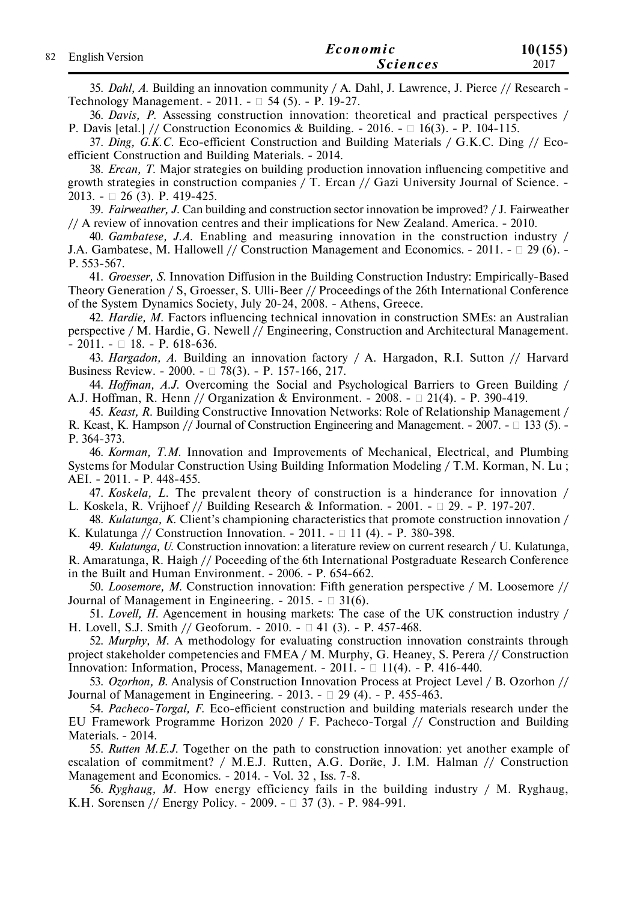35. *Dahl, A.* Building an innovation community / A. Dahl, J. Lawrence, J. Pierce // Research - Technology Management. - 2011. - □ 54 (5). - P. 19-27.

36. *Davis, P.* Assessing construction innovation: theoretical and practical perspectives / P. Davis [etal.] // Construction Economics & Building. - 2016. - □ 16(3). - P. 104-115.

37. *Ding, G.K.C.* Eco-efficient Construction and Building Materials / G.K.C. Ding // Eco-efficient Construction and Building Materials. - 2014.

38. *Ercan, T.* Major strategies on building production innovation influencing competitive and growth strategies in construction companies / T. Ercan // Gazi University Journal of Science. - 2013. - □ 26 (3). P. 419-425.

39. *Fairweather, J.* Can building and construction sector innovation be improved? / J. Fairweather // A review of innovation centres and their implications for New Zealand. America. - 2010.

40. *Gambatese, J.A.* Enabling and measuring innovation in the construction industry / J.A. Gambatese, M. Hallowell // Construction Management and Economics. - 2011. - □ 29 (6). - P. 553-567.

41. *Groesser, S.* Innovation Diffusion in the Building Construction Industry: Empirically-Based Theory Generation / S, Groesser, S. Ulli-Beer // Proceedings of the 26th International Conference of the System Dynamics Society, July 20-24, 2008. - Athens, Greece.

42. *Hardie, M.* Factors influencing technical innovation in construction SMEs: an Australian perspective / M. Hardie, G. Newell // Engineering, Construction and Architectural Management. - 2011. - □ 18. - P. 618-636.

43. *Hargadon, A.* Building an innovation factory / A. Hargadon, R.I. Sutton // Harvard Business Review. - 2000. - □ 78(3). - P. 157-166, 217.

44. *Hoffman, A.J.* Overcoming the Social and Psychological Barriers to Green Building / A.J. Hoffman, R. Henn // Organization & Environment. - 2008. - □ 21(4). - P. 390-419.

45. *Keast, R.* Building Constructive Innovation Networks: Role of Relationship Management / R. Keast, K. Hampson // Journal of Construction Engineering and Management. - 2007. - □ 133 (5). - P. 364-373.

46. *Korman, T.M.* Innovation and Improvements of Mechanical, Electrical, and Plumbing Systems for Modular Construction Using Building Information Modeling / T.M. Korman, N. Lu ; AEI. - 2011. - P. 448-455.

47. *Koskela, L.* The prevalent theory of construction is a hinderance for innovation / L. Koskela, R. Vrijhoef // Building Research & Information. - 2001. - □ 29. - P. 197-207.

48. *Kulatunga, K.* Client's championing characteristics that promote construction innovation / K. Kulatunga // Construction Innovation. - 2011. - □ 11 (4). - P. 380-398.

49. *Kulatunga, U.* Construction innovation: a literature review on current research / U. Kulatunga, R. Amaratunga, R. Haigh // Poceeding of the 6th International Postgraduate Research Conference in the Built and Human Environment. - 2006. - P. 654-662.

50. *Loosemore, M.* Construction innovation: Fifth generation perspective / M. Loosemore // Journal of Management in Engineering. - 2015. - □ 31(6).

51. *Lovell, H.* Agencement in housing markets: The case of the UK construction industry / H. Lovell, S.J. Smith // Geoforum. - 2010. - □ 41 (3). - P. 457-468.

52. *Murphy, M.* A methodology for evaluating construction innovation constraints through project stakeholder competencies and FMEA / M. Murphy, G. Heaney, S. Perera // Construction Innovation: Information, Process, Management. - 2011. - □ 11(4). - P. 416-440.

53. *Ozorhon, B.* Analysis of Construction Innovation Process at Project Level / B. Ozorhon // Journal of Management in Engineering. - 2013. - □ 29 (4). - P. 455-463.

54. *Pacheco-Torgal, F.* Eco-efficient construction and building materials research under the EU Framework Programme Horizon 2020 / F. Pacheco-Torgal // Construction and Building Materials. - 2014.

55. *Rutten M.E.J.* Together on the path to construction innovation: yet another example of escalation of commitment? / M.E.J. Rutten, A.G. Dorйe, J. I.M. Halman // Construction Management and Economics. - 2014. - Vol. 32 , Iss. 7-8.

56. *Ryghaug, M.* How energy efficiency fails in the building industry / M. Ryghaug, K.H. Sorensen // Energy Policy. - 2009. - □ 37 (3). - P. 984-991.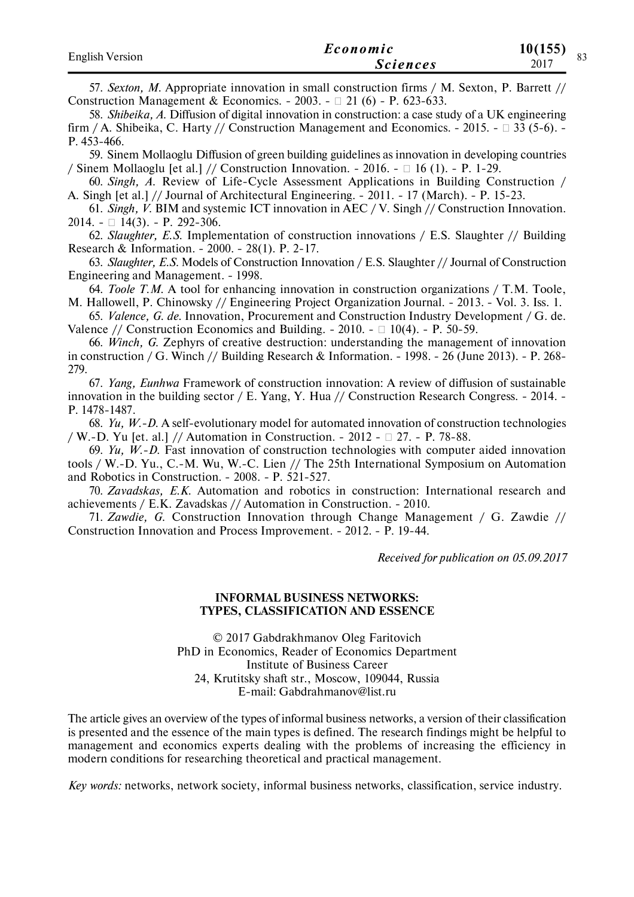57. *Sexton, M.* Appropriate innovation in small construction firms / M. Sexton, P. Barrett // Construction Management & Economics. - 2003. - № 21 (6) - P. 623-633.

58. *Shibeika, A.* Diffusion of digital innovation in construction: a case study of a UK engineering firm / A. Shibeika, C. Harty // Construction Management and Economics. - 2015. - № 33 (5-6). - P. 453-466.

59. Sinem Mollaoglu Diffusion of green building guidelines as innovation in developing countries / Sinem Mollaoglu [et al.] // Construction Innovation. - 2016. - № 16 (1). - P. 1-29.

60. *Singh, A.* Review of Life-Cycle Assessment Applications in Building Construction / A. Singh [et al.] // Journal of Architectural Engineering. - 2011. - 17 (March). - P. 15-23.

61. *Singh, V.* BIM and systemic ICT innovation in AEC / V. Singh // Construction Innovation. 2014. - № 14(3). - P. 292-306.

62. *Slaughter, E.S.* Implementation of construction innovations / E.S. Slaughter // Building Research & Information. - 2000. - 28(1). P. 2-17.

63. *Slaughter, E.S.* Models of Construction Innovation / E.S. Slaughter // Journal of Construction Engineering and Management. - 1998.

64. *Toole T.M.* A tool for enhancing innovation in construction organizations / T.M. Toole, M. Hallowell, P. Chinowsky // Engineering Project Organization Journal. - 2013. - Vol. 3. Iss. 1.

65. *Valence, G. de.* Innovation, Procurement and Construction Industry Development / G. de. Valence // Construction Economics and Building. - 2010. - № 10(4). - P. 50-59.

66. *Winch, G.* Zephyrs of creative destruction: understanding the management of innovation in construction / G. Winch // Building Research & Information. - 1998. - 26 (June 2013). - P. 268-279.

67. *Yang, Eunhwa* Framework of construction innovation: A review of diffusion of sustainable innovation in the building sector / E. Yang, Y. Hua // Construction Research Congress. - 2014. - P. 1478-1487.

68. *Yu, W.-D.* A self-evolutionary model for automated innovation of construction technologies / W.-D. Yu [et. al.] // Automation in Construction. - 2012 - № 27. - P. 78-88.

69. *Yu, W.-D.* Fast innovation of construction technologies with computer aided innovation tools / W.-D. Yu., C.-M. Wu, W.-C. Lien // The 25th International Symposium on Automation and Robotics in Construction. - 2008. - P. 521-527.

70. *Zavadskas, E.K.* Automation and robotics in construction: International research and achievements / E.K. Zavadskas // Automation in Construction. - 2010.

71. *Zawdie, G.* Construction Innovation through Change Management / G. Zawdie // Construction Innovation and Process Improvement. - 2012. - P. 19-44.

*Received for publication on 05.09.2017*

## INFORMAL BUSINESS NETWORKS: TYPES, CLASSIFICATION AND ESSENCE

© 2017 Gabdrakhmanov Oleg Faritovich
PhD in Economics, Reader of Economics Department
Institute of Business Career
24, Krutitsky shaft str., Moscow, 109044, Russia
E-mail: Gabdrahmanov@list.ru

The article gives an overview of the types of informal business networks, a version of their classification is presented and the essence of the main types is defined. The research findings might be helpful to management and economics experts dealing with the problems of increasing the efficiency in modern conditions for researching theoretical and practical management.

*Key words:* networks, network society, informal business networks, classification, service industry.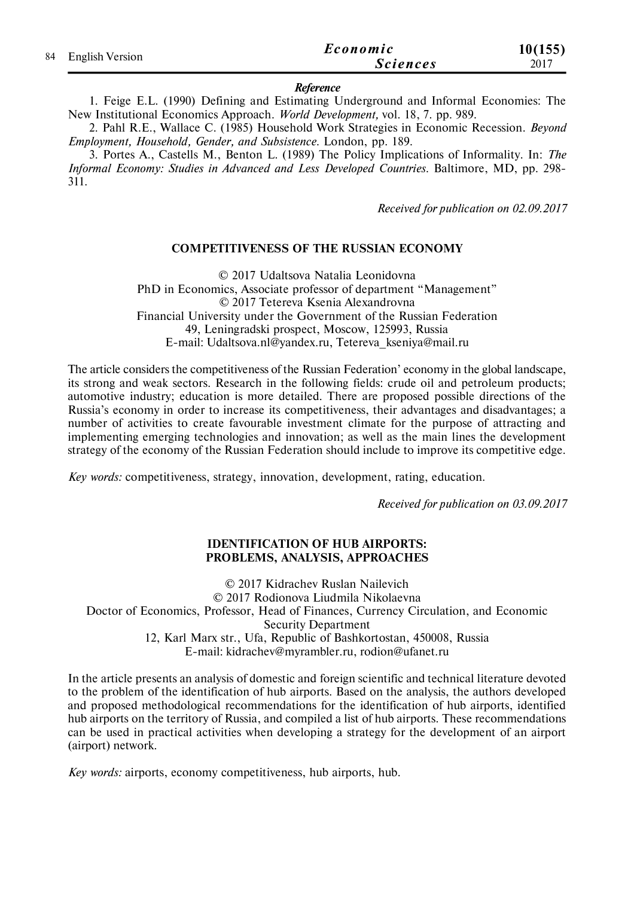***Reference***

1. Feige E.L. (1990) Defining and Estimating Underground and Informal Economies: The New Institutional Economics Approach. *World Development,* vol. 18, 7. pp. 989.

2. Pahl R.E., Wallace C. (1985) Household Work Strategies in Economic Recession. *Beyond Employment, Household, Gender, and Subsistence.* London, pp. 189.

3. Portes A., Castells M., Benton L. (1989) The Policy Implications of Informality. In: *The Informal Economy: Studies in Advanced and Less Developed Countries.* Baltimore, MD, pp. 298-311.

*Received for publication on 02.09.2017*

## COMPETITIVENESS OF THE RUSSIAN ECONOMY

© 2017 Udaltsova Natalia Leonidovna
PhD in Economics, Associate professor of department "Management"
© 2017 Tetereva Ksenia Alexandrovna
Financial University under the Government of the Russian Federation
49, Leningradski prospect, Moscow, 125993, Russia
E-mail: Udaltsova.nl@yandex.ru, Tetereva_kseniya@mail.ru

The article considers the competitiveness of the Russian Federation' economy in the global landscape, its strong and weak sectors. Research in the following fields: crude oil and petroleum products; automotive industry; education is more detailed. There are proposed possible directions of the Russia's economy in order to increase its competitiveness, their advantages and disadvantages; a number of activities to create favourable investment climate for the purpose of attracting and implementing emerging technologies and innovation; as well as the main lines the development strategy of the economy of the Russian Federation should include to improve its competitive edge.

*Key words:* competitiveness, strategy, innovation, development, rating, education.

*Received for publication on 03.09.2017*

## IDENTIFICATION OF HUB AIRPORTS: PROBLEMS, ANALYSIS, APPROACHES

© 2017 Kidrachev Ruslan Nailevich
© 2017 Rodionova Liudmila Nikolaevna
Doctor of Economics, Professor, Head of Finances, Currency Circulation, and Economic Security Department
12, Karl Marx str., Ufa, Republic of Bashkortostan, 450008, Russia
E-mail: kidrachev@myrambler.ru, rodion@ufanet.ru

In the article presents an analysis of domestic and foreign scientific and technical literature devoted to the problem of the identification of hub airports. Based on the analysis, the authors developed and proposed methodological recommendations for the identification of hub airports, identified hub airports on the territory of Russia, and compiled a list of hub airports. These recommendations can be used in practical activities when developing a strategy for the development of an airport (airport) network.

*Key words:* airports, economy competitiveness, hub airports, hub.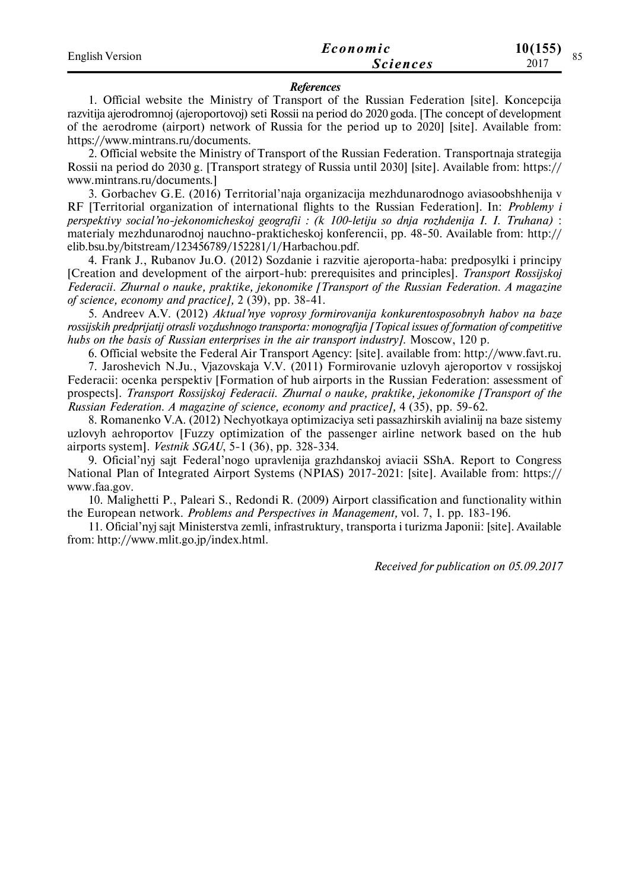***References***

1. Official website the Ministry of Transport of the Russian Federation [site]. Koncepcija razvitija ajerodromnoj (ajeroportovoj) seti Rossii na period do 2020 goda. [The concept of development of the aerodrome (airport) network of Russia for the period up to 2020] [site]. Available from: https://www.mintrans.ru/documents.

2. Official website the Ministry of Transport of the Russian Federation. Transportnaja strategija Rossii na period do 2030 g. [Transport strategy of Russia until 2030] [site]. Available from: https://www.mintrans.ru/documents.]

3. Gorbachev G.E. (2016) Territorial'naja organizacija mezhdunarodnogo aviasoobshhenija v RF [Territorial organization of international flights to the Russian Federation]. In: *Problemy i perspektivy social'no-jekonomicheskoj geografii : (k 100-letiju so dnja rozhdenija I. I. Truhana)* : materialy mezhdunarodnoj nauchno-prakticheskoj konferencii, pp. 48-50. Available from: http://elib.bsu.by/bitstream/123456789/152281/1/Harbachou.pdf.

4. Frank J., Rubanov Ju.O. (2012) Sozdanie i razvitie ajeroporta-haba: predposylki i principy [Creation and development of the airport-hub: prerequisites and principles]. *Transport Rossijskoj Federacii. Zhurnal o nauke, praktike, jekonomike [Transport of the Russian Federation. A magazine of science, economy and practice],* 2 (39), pp. 38-41.

5. Andreev A.V. (2012) *Aktual'nye voprosy formirovanija konkurentosposobnyh habov na baze rossijskih predprijatij otrasli vozdushnogo transporta: monografija [Topical issues of formation of competitive hubs on the basis of Russian enterprises in the air transport industry].* Moscow, 120 p.

6. Official website the Federal Air Transport Agency: [site]. available from: http://www.favt.ru.

7. Jaroshevich N.Ju., Vjazovskaja V.V. (2011) Formirovanie uzlovyh ajeroportov v rossijskoj Federacii: ocenka perspektiv [Formation of hub airports in the Russian Federation: assessment of prospects]. *Transport Rossijskoj Federacii. Zhurnal o nauke, praktike, jekonomike [Transport of the Russian Federation. A magazine of science, economy and practice],* 4 (35), pp. 59-62.

8. Romanenko V.A. (2012) Nechyotkaya optimizaciya seti passazhirskih avialinij na baze sistemy uzlovyh aehroportov [Fuzzy optimization of the passenger airline network based on the hub airports system]. *Vestnik SGAU*, 5-1 (36), pp. 328-334.

9. Oficial'nyj sajt Federal'nogo upravlenija grazhdanskoj aviacii SShA. Report to Congress National Plan of Integrated Airport Systems (NPIAS) 2017-2021: [site]. Available from: https://www.faa.gov.

10. Malighetti P., Paleari S., Redondi R. (2009) Airport classification and functionality within the European network. *Problems and Perspectives in Management,* vol. 7, 1. pp. 183-196.

11. Oficial'nyj sajt Ministerstva zemli, infrastruktury, transporta i turizma Japonii: [site]. Available from: http://www.mlit.go.jp/index.html.

*Received for publication on 05.09.2017*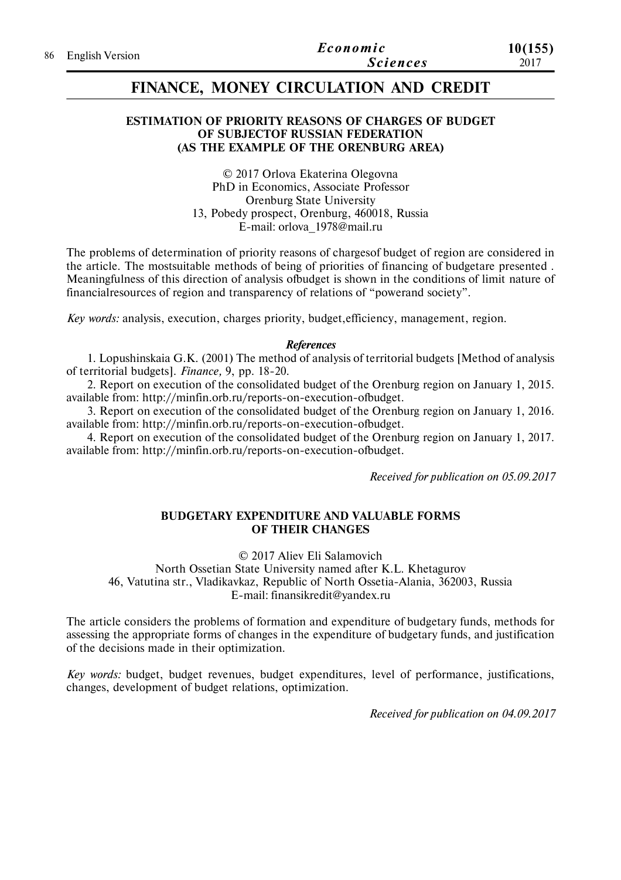# FINANCE, MONEY CIRCULATION AND CREDIT

## ESTIMATION OF PRIORITY REASONS OF CHARGES OF BUDGET OF SUBJECTOF RUSSIAN FEDERATION (AS THE EXAMPLE OF THE ORENBURG AREA)

© 2017 Orlova Ekaterina Olegovna
PhD in Economics, Associate Professor
Orenburg State University
13, Pobedy prospect, Orenburg, 460018, Russia
E-mail: orlova_1978@mail.ru

The problems of determination of priority reasons of chargesof budget of region are considered in the article. The mostsuitable methods of being of priorities of financing of budgetare presented . Meaningfulness of this direction of analysis ofbudget is shown in the conditions of limit nature of financialresources of region and transparency of relations of "powerand society".

*Key words:* analysis, execution, charges priority, budget,efficiency, management, region.

***References***

1. Lopushinskaia G.K. (2001) The method of analysis of territorial budgets [Method of analysis of territorial budgets]. *Finance,* 9, pp. 18-20.
2. Report on execution of the consolidated budget of the Orenburg region on January 1, 2015. available from: http://minfin.orb.ru/reports-on-execution-ofbudget.
3. Report on execution of the consolidated budget of the Orenburg region on January 1, 2016. available from: http://minfin.orb.ru/reports-on-execution-ofbudget.
4. Report on execution of the consolidated budget of the Orenburg region on January 1, 2017. available from: http://minfin.orb.ru/reports-on-execution-ofbudget.

*Received for publication on 05.09.2017*

## BUDGETARY EXPENDITURE AND VALUABLE FORMS OF THEIR CHANGES

© 2017 Aliev Eli Salamovich
North Ossetian State University named after K.L. Khetagurov
46, Vatutina str., Vladikavkaz, Republic of North Ossetia-Alania, 362003, Russia
E-mail: finansikredit@yandex.ru

The article considers the problems of formation and expenditure of budgetary funds, methods for assessing the appropriate forms of changes in the expenditure of budgetary funds, and justification of the decisions made in their optimization.

*Key words:* budget, budget revenues, budget expenditures, level of performance, justifications, changes, development of budget relations, optimization.

*Received for publication on 04.09.2017*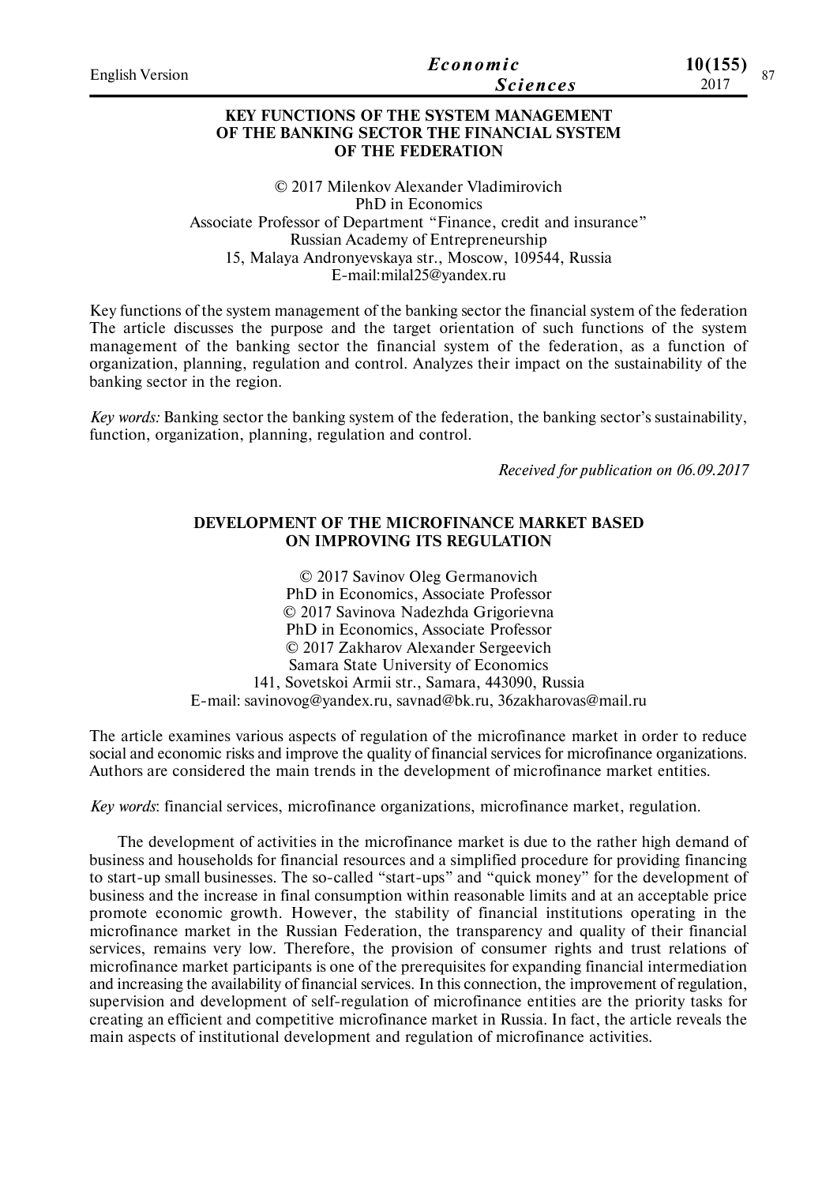## KEY FUNCTIONS OF THE SYSTEM MANAGEMENT OF THE BANKING SECTOR THE FINANCIAL SYSTEM OF THE FEDERATION

© 2017 Milenkov Alexander Vladimirovich
PhD in Economics
Associate Professor of Department "Finance, credit and insurance"
Russian Academy of Entrepreneurship
15, Malaya Andronyevskaya str., Moscow, 109544, Russia
E-mail:milal25@yandex.ru

Key functions of the system management of the banking sector the financial system of the federation The article discusses the purpose and the target orientation of such functions of the system management of the banking sector the financial system of the federation, as a function of organization, planning, regulation and control. Analyzes their impact on the sustainability of the banking sector in the region.

*Key words:* Banking sector the banking system of the federation, the banking sector's sustainability, function, organization, planning, regulation and control.

*Received for publication on 06.09.2017*

## DEVELOPMENT OF THE MICROFINANCE MARKET BASED ON IMPROVING ITS REGULATION

© 2017 Savinov Oleg Germanovich
PhD in Economics, Associate Professor
© 2017 Savinova Nadezhda Grigorievna
PhD in Economics, Associate Professor
© 2017 Zakharov Alexander Sergeevich
Samara State University of Economics
141, Sovetskoi Armii str., Samara, 443090, Russia
E-mail: savinovog@yandex.ru, savnad@bk.ru, 36zakharovas@mail.ru

The article examines various aspects of regulation of the microfinance market in order to reduce social and economic risks and improve the quality of financial services for microfinance organizations. Authors are considered the main trends in the development of microfinance market entities.

*Key words*: financial services, microfinance organizations, microfinance market, regulation.

The development of activities in the microfinance market is due to the rather high demand of business and households for financial resources and a simplified procedure for providing financing to start-up small businesses. The so-called "start-ups" and "quick money" for the development of business and the increase in final consumption within reasonable limits and at an acceptable price promote economic growth. However, the stability of financial institutions operating in the microfinance market in the Russian Federation, the transparency and quality of their financial services, remains very low. Therefore, the provision of consumer rights and trust relations of microfinance market participants is one of the prerequisites for expanding financial intermediation and increasing the availability of financial services. In this connection, the improvement of regulation, supervision and development of self-regulation of microfinance entities are the priority tasks for creating an efficient and competitive microfinance market in Russia. In fact, the article reveals the main aspects of institutional development and regulation of microfinance activities.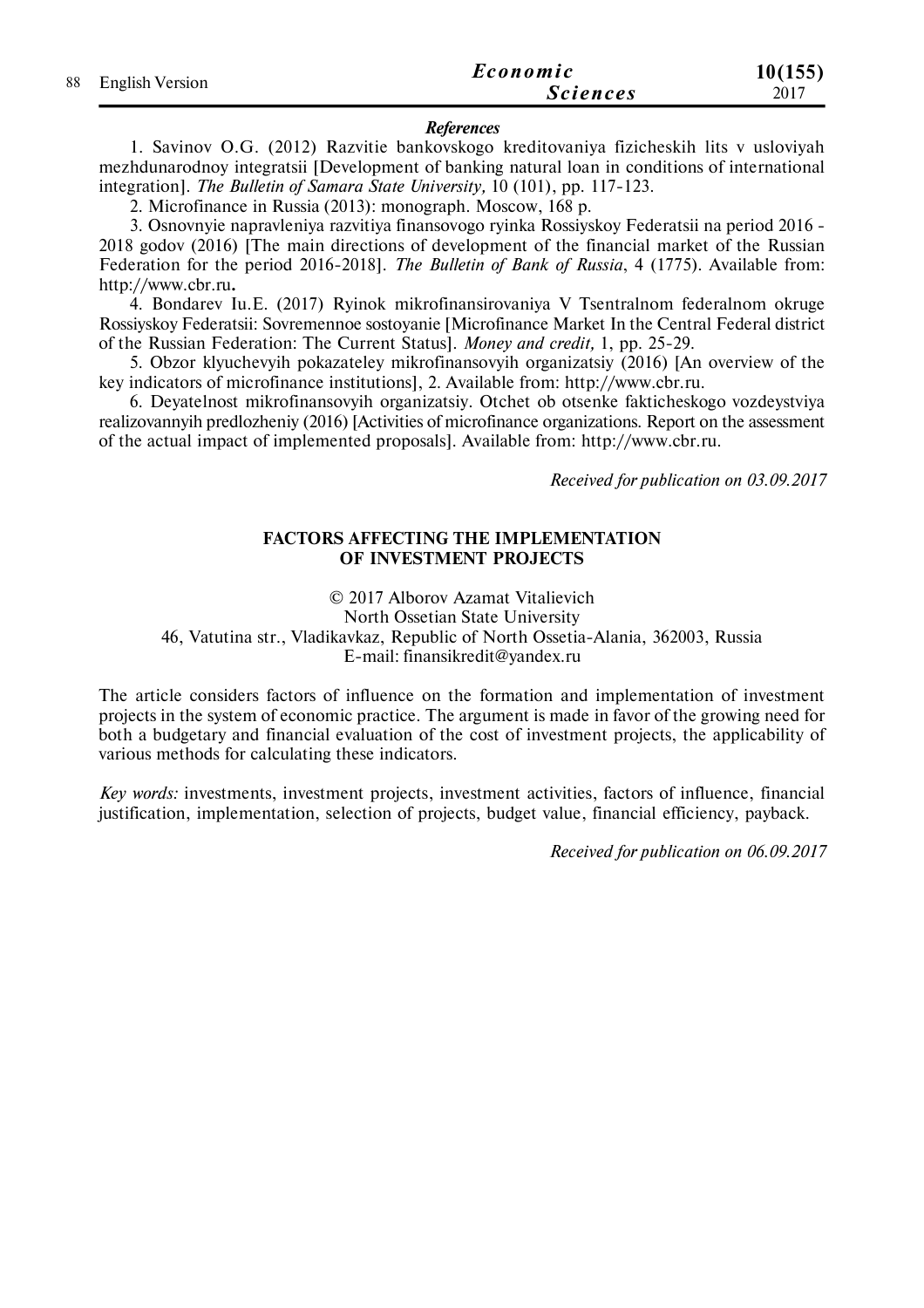### *References*

1. Savinov O.G. (2012) Razvitie bankovskogo kreditovaniya fizicheskih lits v usloviyah mezhdunarodnoy integratsii [Development of banking natural loan in conditions of international integration]. *The Bulletin of Samara State University,* 10 (101), pp. 117-123.
2. Microfinance in Russia (2013): monograph. Moscow, 168 p.
3. Osnovnyie napravleniya razvitiya finansovogo ryinka Rossiyskoy Federatsii na period 2016 - 2018 godov (2016) [The main directions of development of the financial market of the Russian Federation for the period 2016-2018]. *The Bulletin of Bank of Russia*, 4 (1775). Available from: http://www.cbr.ru**.**
4. Bondarev Iu.E. (2017) Ryinok mikrofinansirovaniya V Tsentralnom federalnom okruge Rossiyskoy Federatsii: Sovremennoe sostoyanie [Microfinance Market In the Central Federal district of the Russian Federation: The Current Status]. *Money and credit,* 1, pp. 25-29.
5. Obzor klyuchevyih pokazateley mikrofinansovyih organizatsiy (2016) [An overview of the key indicators of microfinance institutions], 2. Available from: http://www.cbr.ru.
6. Deyatelnost mikrofinansovyih organizatsiy. Otchet ob otsenke fakticheskogo vozdeystviya realizovannyih predlozheniy (2016) [Activities of microfinance organizations. Report on the assessment of the actual impact of implemented proposals]. Available from: http://www.cbr.ru.

*Received for publication on 03.09.2017*

## FACTORS AFFECTING THE IMPLEMENTATION OF INVESTMENT PROJECTS

© 2017 Alborov Azamat Vitalievich
North Ossetian State University
46, Vatutina str., Vladikavkaz, Republic of North Ossetia-Alania, 362003, Russia
E-mail: finansikredit@yandex.ru

The article considers factors of influence on the formation and implementation of investment projects in the system of economic practice. The argument is made in favor of the growing need for both a budgetary and financial evaluation of the cost of investment projects, the applicability of various methods for calculating these indicators.

*Key words:* investments, investment projects, investment activities, factors of influence, financial justification, implementation, selection of projects, budget value, financial efficiency, payback.

*Received for publication on 06.09.2017*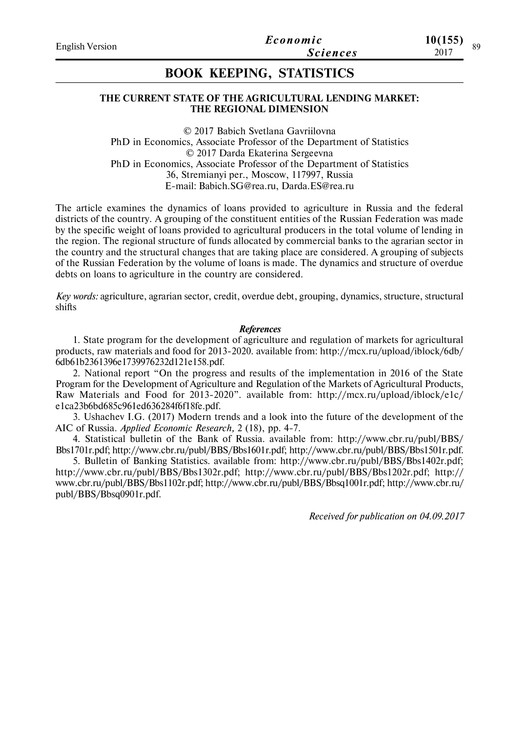## BOOK KEEPING, STATISTICS

### THE CURRENT STATE OF THE AGRICULTURAL LENDING MARKET: THE REGIONAL DIMENSION

© 2017 Babich Svetlana Gavriilovna
PhD in Economics, Associate Professor of the Department of Statistics
© 2017 Darda Ekaterina Sergeevna
PhD in Economics, Associate Professor of the Department of Statistics
36, Stremianyi per., Moscow, 117997, Russia
E-mail: Babich.SG@rea.ru, Darda.ES@rea.ru

The article examines the dynamics of loans provided to agriculture in Russia and the federal districts of the country. A grouping of the constituent entities of the Russian Federation was made by the specific weight of loans provided to agricultural producers in the total volume of lending in the region. The regional structure of funds allocated by commercial banks to the agrarian sector in the country and the structural changes that are taking place are considered. A grouping of subjects of the Russian Federation by the volume of loans is made. The dynamics and structure of overdue debts on loans to agriculture in the country are considered.

*Key words:* agriculture, agrarian sector, credit, overdue debt, grouping, dynamics, structure, structural shifts

***References***

1. State program for the development of agriculture and regulation of markets for agricultural products, raw materials and food for 2013-2020. available from: http://mcx.ru/upload/iblock/6db/6db61b2361396e1739976232d121e158.pdf.
2. National report "On the progress and results of the implementation in 2016 of the State Program for the Development of Agriculture and Regulation of the Markets of Agricultural Products, Raw Materials and Food for 2013-2020". available from: http://mcx.ru/upload/iblock/e1c/e1ca23b6bd685c961ed636284f6f18fe.pdf.
3. Ushachev I.G. (2017) Modern trends and a look into the future of the development of the AIC of Russia. *Applied Economic Research,* 2 (18), pp. 4-7.
4. Statistical bulletin of the Bank of Russia. available from: http://www.cbr.ru/publ/BBS/Bbs1701r.pdf; http://www.cbr.ru/publ/BBS/Bbs1601r.pdf; http://www.cbr.ru/publ/BBS/Bbs1501r.pdf.
5. Bulletin of Banking Statistics. available from: http://www.cbr.ru/publ/BBS/Bbs1402r.pdf; http://www.cbr.ru/publ/BBS/Bbs1302r.pdf; http://www.cbr.ru/publ/BBS/Bbs1202r.pdf; http://www.cbr.ru/publ/BBS/Bbs1102r.pdf; http://www.cbr.ru/publ/BBS/Bbsq1001r.pdf; http://www.cbr.ru/publ/BBS/Bbsq0901r.pdf.

*Received for publication on 04.09.2017*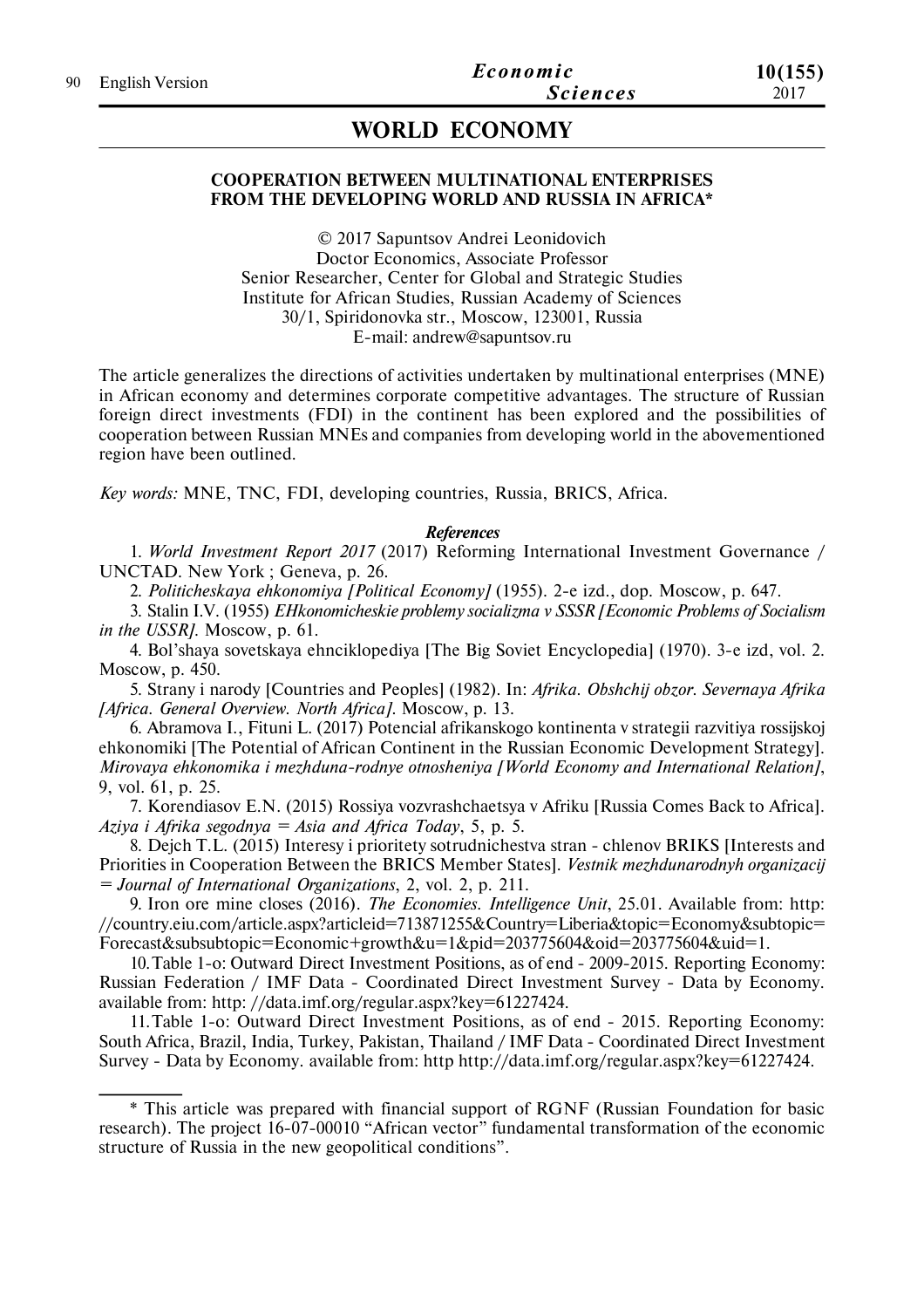# WORLD ECONOMY

## COOPERATION BETWEEN MULTINATIONAL ENTERPRISES FROM THE DEVELOPING WORLD AND RUSSIA IN AFRICA*

© 2017 Sapuntsov Andrei Leonidovich
Doctor Economics, Associate Professor
Senior Researcher, Center for Global and Strategic Studies
Institute for African Studies, Russian Academy of Sciences
30/1, Spiridonovka str., Moscow, 123001, Russia
E-mail: andrew@sapuntsov.ru

The article generalizes the directions of activities undertaken by multinational enterprises (MNE) in African economy and determines corporate competitive advantages. The structure of Russian foreign direct investments (FDI) in the continent has been explored and the possibilities of cooperation between Russian MNEs and companies from developing world in the abovementioned region have been outlined.

*Key words:* MNE, TNC, FDI, developing countries, Russia, BRICS, Africa.

***References***

1. *World Investment Report 2017* (2017) Reforming International Investment Governance / UNCTAD. New York ; Geneva, p. 26.
2. *Politicheskaya ehkonomiya [Political Economy]* (1955). 2-e izd., dop. Moscow, p. 647.
3. Stalin I.V. (1955) *EHkonomicheskie problemy socializma v SSSR [Economic Problems of Socialism in the USSR].* Moscow, p. 61.
4. Bol'shaya sovetskaya ehnciklopediya [The Big Soviet Encyclopedia] (1970). 3-e izd, vol. 2. Moscow, p. 450.
5. Strany i narody [Countries and Peoples] (1982). In: *Afrika. Obshchij obzor. Severnaya Afrika [Africa. General Overview. North Africa].* Moscow, p. 13.
6. Abramova I., Fituni L. (2017) Potencial afrikanskogo kontinenta v strategii razvitiya rossijskoj ehkonomiki [The Potential of African Continent in the Russian Economic Development Strategy]. *Mirovaya ehkonomika i mezhduna-rodnye otnosheniya [World Economy and International Relation]*, 9, vol. 61, p. 25.
7. Korendiasov E.N. (2015) Rossiya vozvrashchaetsya v Afriku [Russia Comes Back to Africa]. *Aziya i Afrika segodnya = Asia and Africa Today*, 5, p. 5.
8. Dejch T.L. (2015) Interesy i prioritety sotrudnichestva stran - chlenov BRIKS [Interests and Priorities in Cooperation Between the BRICS Member States]. *Vestnik mezhdunarodnyh organizacij = Journal of International Organizations*, 2, vol. 2, p. 211.
9. Iron ore mine closes (2016). *The Economies. Intelligence Unit*, 25.01. Available from: http://country.eiu.com/article.aspx?articleid=713871255&Country=Liberia&topic=Economy&subtopic=Forecast&subsubtopic=Economic+growth&u=1&pid=203775604&oid=203775604&uid=1.
10. Table 1-o: Outward Direct Investment Positions, as of end - 2009-2015. Reporting Economy: Russian Federation / IMF Data - Coordinated Direct Investment Survey - Data by Economy. available from: http://data.imf.org/regular.aspx?key=61227424.
11. Table 1-o: Outward Direct Investment Positions, as of end - 2015. Reporting Economy: South Africa, Brazil, India, Turkey, Pakistan, Thailand / IMF Data - Coordinated Direct Investment Survey - Data by Economy. available from: http http://data.imf.org/regular.aspx?key=61227424.

---

\* This article was prepared with financial support of RGNF (Russian Foundation for basic research). The project 16-07-00010 "African vector" fundamental transformation of the economic structure of Russia in the new geopolitical conditions".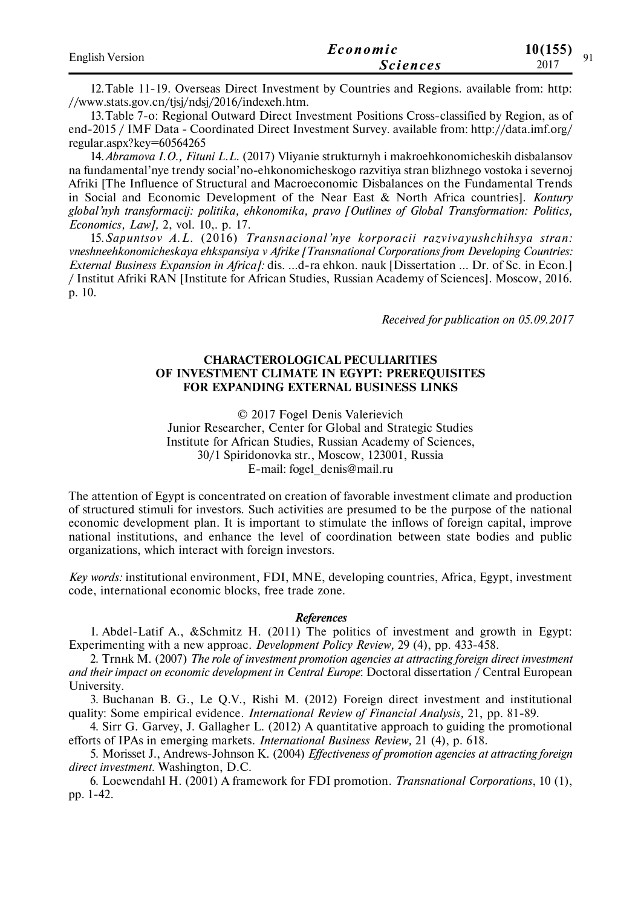12. Table 11-19. Overseas Direct Investment by Countries and Regions. available from: http://www.stats.gov.cn/tjsj/ndsj/2016/indexeh.htm.

13. Table 7-o: Regional Outward Direct Investment Positions Cross-classified by Region, as of end-2015 / IMF Data - Coordinated Direct Investment Survey. available from: http://data.imf.org/regular.aspx?key=60564265

14. *Abramova I.O., Fituni L.L.* (2017) Vliyanie strukturnyh i makroehkonomicheskih disbalansov na fundamental'nye trendy social'no-ehkonomicheskogo razvitiya stran blizhnego vostoka i severnoj Afriki [The Influence of Structural and Macroeconomic Disbalances on the Fundamental Trends in Social and Economic Development of the Near East & North Africa countries]. *Kontury global'nyh transformacij: politika, ehkonomika, pravo [Outlines of Global Transformation: Politics, Economics, Law],* 2, vol. 10,. p. 17.

15. *Sapuntsov A.L.* (2016) *Transnacional'nye korporacii razvivayushchihsya stran: vneshneehkonomicheskaya ehkspansiya v Afrike [Transnational Corporations from Developing Countries: External Business Expansion in Africa]:* dis. ...d-ra ehkon. nauk [Dissertation ... Dr. of Sc. in Econ.] / Institut Afriki RAN [Institute for African Studies, Russian Academy of Sciences]. Moscow, 2016. p. 10.

*Received for publication on 05.09.2017*

## CHARACTEROLOGICAL PECULIARITIES OF INVESTMENT CLIMATE IN EGYPT: PREREQUISITES FOR EXPANDING EXTERNAL BUSINESS LINKS

© 2017 Fogel Denis Valerievich
Junior Researcher, Center for Global and Strategic Studies
Institute for African Studies, Russian Academy of Sciences,
30/1 Spiridonovka str., Moscow, 123001, Russia
E-mail: fogel_denis@mail.ru

The attention of Egypt is concentrated on creation of favorable investment climate and production of structured stimuli for investors. Such activities are presumed to be the purpose of the national economic development plan. It is important to stimulate the inflows of foreign capital, improve national institutions, and enhance the level of coordination between state bodies and public organizations, which interact with foreign investors.

*Key words:* institutional environment, FDI, MNE, developing countries, Africa, Egypt, investment code, international economic blocks, free trade zone.

### *References*

1. Abdel-Latif A., &Schmitz H. (2011) The politics of investment and growth in Egypt: Experimenting with a new approac. *Development Policy Review,* 29 (4), pp. 433-458.

2. Trnнк M. (2007) *The role of investment promotion agencies at attracting foreign direct investment and their impact on economic development in Central Europe*: Doctoral dissertation / Central European University.

3. Buchanan B. G., Le Q.V., Rishi M. (2012) Foreign direct investment and institutional quality: Some empirical evidence. *International Review of Financial Analysis,* 21, pp. 81-89.

4. Sirr G. Garvey, J. Gallagher L. (2012) A quantitative approach to guiding the promotional efforts of IPAs in emerging markets. *International Business Review,* 21 (4), p. 618.

5. Morisset J., Andrews-Johnson K. (2004) *Effectiveness of promotion agencies at attracting foreign direct investment.* Washington, D.C.

6. Loewendahl H. (2001) A framework for FDI promotion. *Transnational Corporations*, 10 (1), pp. 1-42.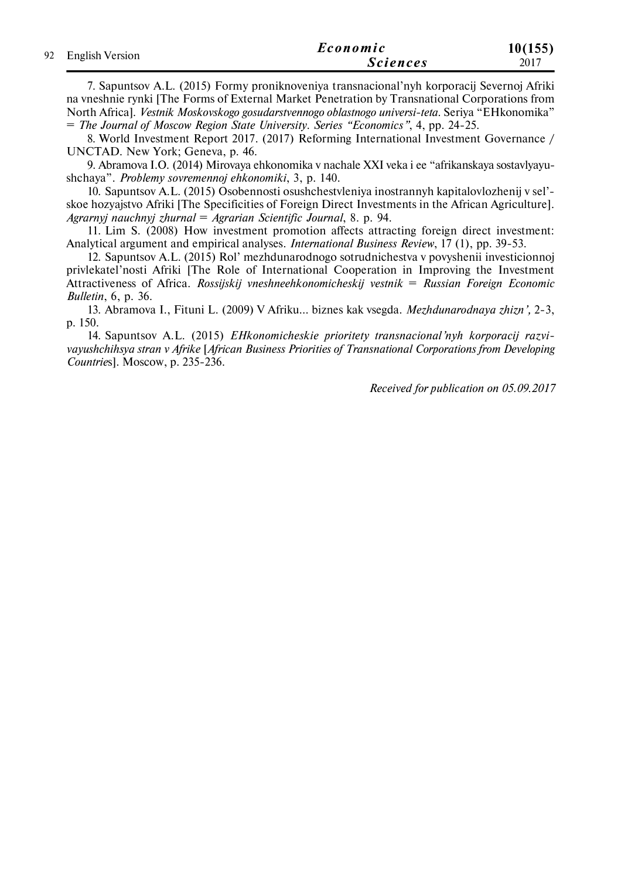7. Saputnsov A.L. (2015) Formy proniknoveniya transnacional'nyh korporacij Severnoj Afriki na vneshnie rynki [The Forms of External Market Penetration by Transnational Corporations from North Africa]. *Vestnik Moskovskogo gosudarstvennogo oblastnogo universi-teta*. Seriya "EHkonomika" = *The Journal of Moscow Region State University. Series "Economics"*, 4, pp. 24-25.

8. World Investment Report 2017. (2017) Reforming International Investment Governance / UNCTAD. New York; Geneva, p. 46.

9. Abramova I.O. (2014) Mirovaya ehkonomika v nachale XXI veka i ee "afrikanskaya sostavlyayushchaya". *Problemy sovremennoj ehkonomiki*, 3, p. 140.

10. Saputnsov A.L. (2015) Osobennosti osushchestvleniya inostrannyh kapitalovlozhenij v sel'skoe hozyajstvo Afriki [The Specificities of Foreign Direct Investments in the African Agriculture]. *Agrarnyj nauchnyj zhurnal = Agrarian Scientific Journal*, 8. p. 94.

11. Lim S. (2008) How investment promotion affects attracting foreign direct investment: Analytical argument and empirical analyses. *International Business Review*, 17 (1), pp. 39-53.

12. Saputnsov A.L. (2015) Rol' mezhdunarodnogo sotrudnichestva v povyshenii investicionnoj privlekatel'nosti Afriki [The Role of International Cooperation in Improving the Investment Attractiveness of Africa. *Rossijskij vneshneehkonomicheskij vestnik = Russian Foreign Economic Bulletin*, 6, p. 36.

13. Abramova I., Fituni L. (2009) V Afriku... biznes kak vsegda. *Mezhdunarodnaya zhizn',* 2-3, p. 150.

14. Saputnsov A.L. (2015) *EHkonomicheskie prioritety transnacional'nyh korporacij razvivayushchihsya stran v Afrike* [*African Business Priorities of Transnational Corporations from Developing Countries*]. Moscow, p. 235-236.

*Received for publication on 05.09.2017*